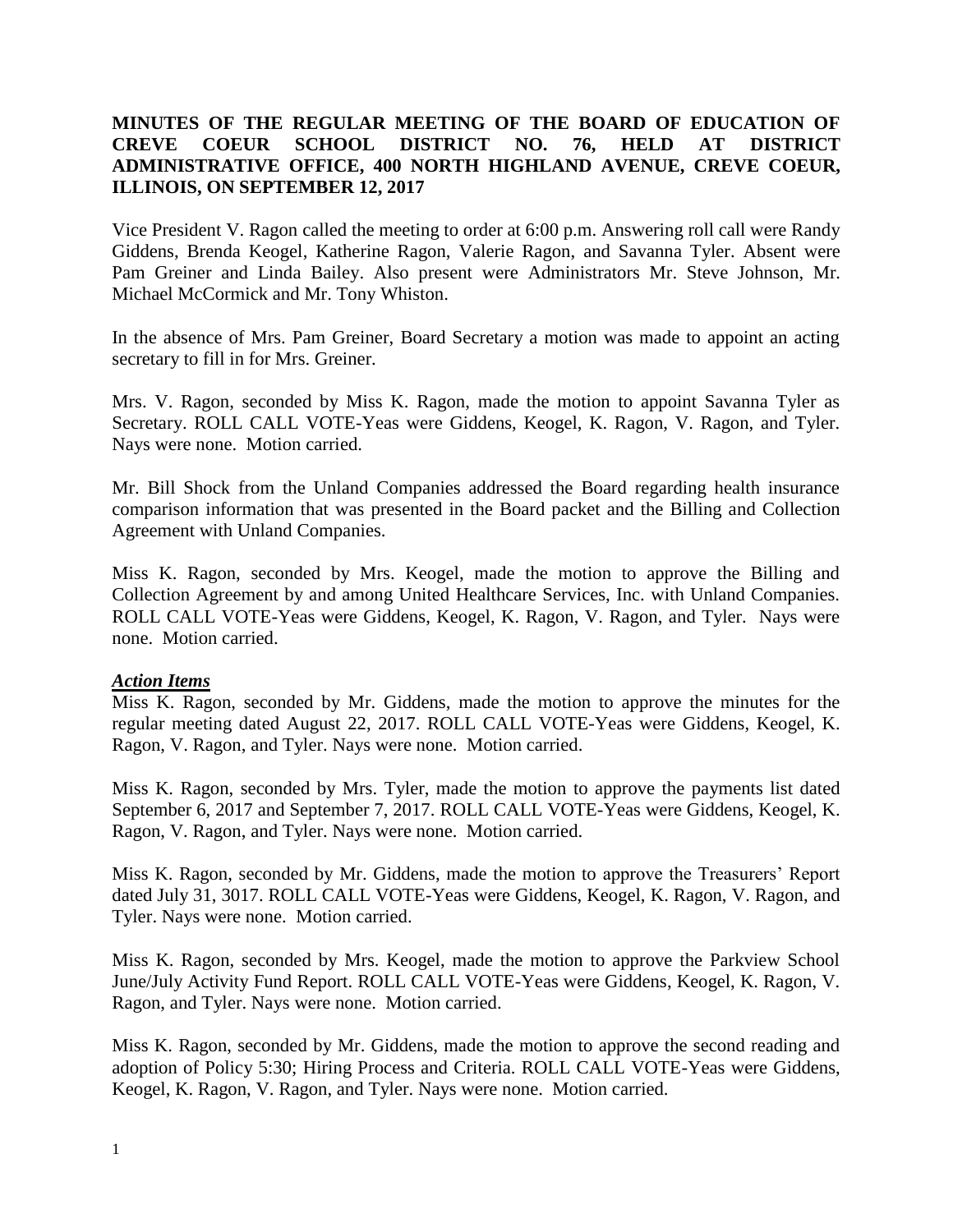**MINUTES OF THE REGULAR MEETING OF THE BOARD OF EDUCATION OF CREVE COEUR SCHOOL DISTRICT NO. 76, HELD AT DISTRICT ADMINISTRATIVE OFFICE, 400 NORTH HIGHLAND AVENUE, CREVE COEUR, ILLINOIS, ON SEPTEMBER 12, 2017**

Vice President V. Ragon called the meeting to order at 6:00 p.m. Answering roll call were Randy Giddens, Brenda Keogel, Katherine Ragon, Valerie Ragon, and Savanna Tyler. Absent were Pam Greiner and Linda Bailey. Also present were Administrators Mr. Steve Johnson, Mr. Michael McCormick and Mr. Tony Whiston.

In the absence of Mrs. Pam Greiner, Board Secretary a motion was made to appoint an acting secretary to fill in for Mrs. Greiner.

Mrs. V. Ragon, seconded by Miss K. Ragon, made the motion to appoint Savanna Tyler as Secretary. ROLL CALL VOTE-Yeas were Giddens, Keogel, K. Ragon, V. Ragon, and Tyler. Nays were none. Motion carried.

Mr. Bill Shock from the Unland Companies addressed the Board regarding health insurance comparison information that was presented in the Board packet and the Billing and Collection Agreement with Unland Companies.

Miss K. Ragon, seconded by Mrs. Keogel, made the motion to approve the Billing and Collection Agreement by and among United Healthcare Services, Inc. with Unland Companies. ROLL CALL VOTE-Yeas were Giddens, Keogel, K. Ragon, V. Ragon, and Tyler. Nays were none. Motion carried.

***Action Items***

Miss K. Ragon, seconded by Mr. Giddens, made the motion to approve the minutes for the regular meeting dated August 22, 2017. ROLL CALL VOTE-Yeas were Giddens, Keogel, K. Ragon, V. Ragon, and Tyler. Nays were none. Motion carried.

Miss K. Ragon, seconded by Mrs. Tyler, made the motion to approve the payments list dated September 6, 2017 and September 7, 2017. ROLL CALL VOTE-Yeas were Giddens, Keogel, K. Ragon, V. Ragon, and Tyler. Nays were none. Motion carried.

Miss K. Ragon, seconded by Mr. Giddens, made the motion to approve the Treasurers' Report dated July 31, 3017. ROLL CALL VOTE-Yeas were Giddens, Keogel, K. Ragon, V. Ragon, and Tyler. Nays were none. Motion carried.

Miss K. Ragon, seconded by Mrs. Keogel, made the motion to approve the Parkview School June/July Activity Fund Report. ROLL CALL VOTE-Yeas were Giddens, Keogel, K. Ragon, V. Ragon, and Tyler. Nays were none. Motion carried.

Miss K. Ragon, seconded by Mr. Giddens, made the motion to approve the second reading and adoption of Policy 5:30; Hiring Process and Criteria. ROLL CALL VOTE-Yeas were Giddens, Keogel, K. Ragon, V. Ragon, and Tyler. Nays were none. Motion carried.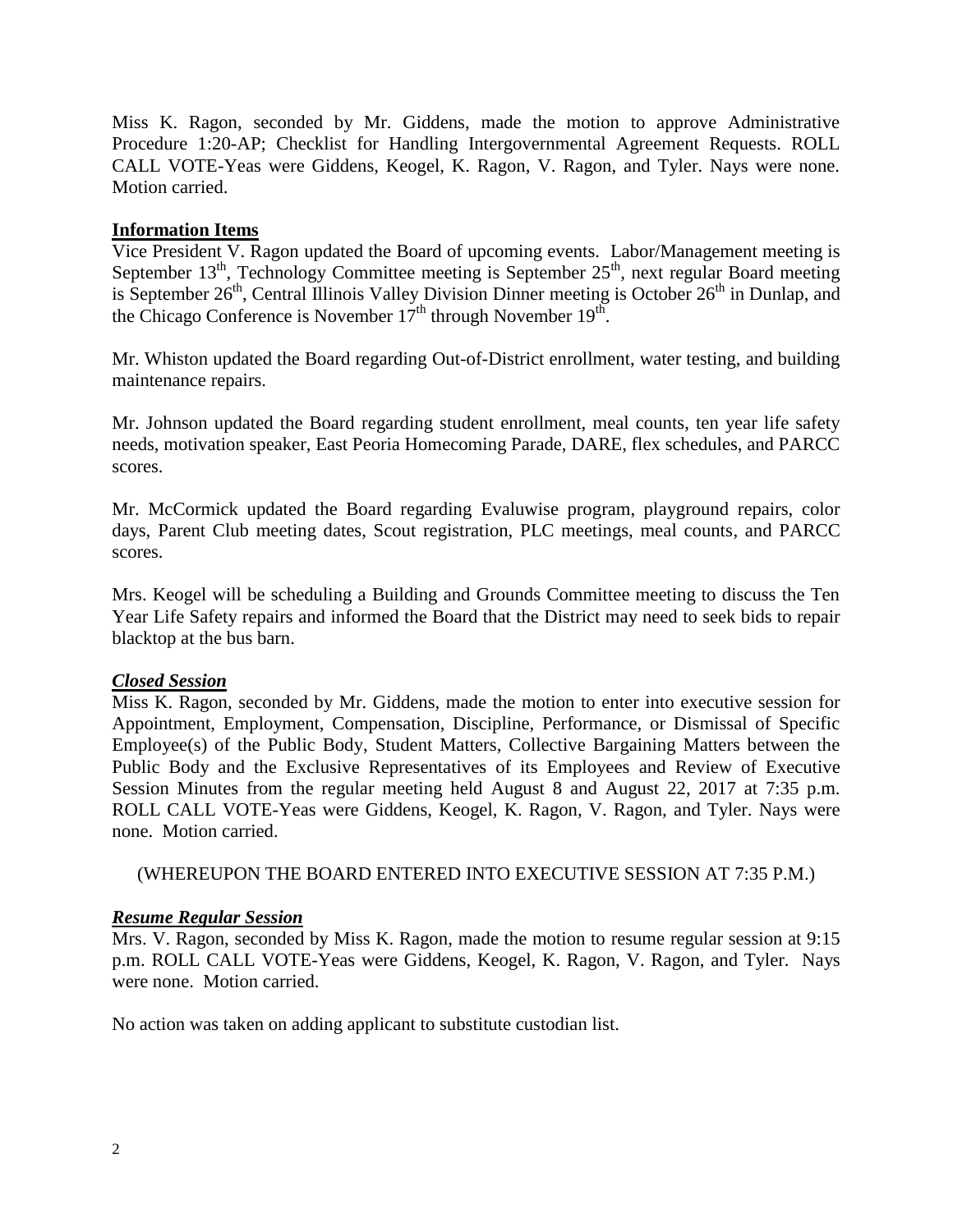Miss K. Ragon, seconded by Mr. Giddens, made the motion to approve Administrative Procedure 1:20-AP; Checklist for Handling Intergovernmental Agreement Requests. ROLL CALL VOTE-Yeas were Giddens, Keogel, K. Ragon, V. Ragon, and Tyler. Nays were none. Motion carried.

**Information Items**

Vice President V. Ragon updated the Board of upcoming events. Labor/Management meeting is September 13th, Technology Committee meeting is September 25th, next regular Board meeting is September 26th, Central Illinois Valley Division Dinner meeting is October 26th in Dunlap, and the Chicago Conference is November 17th through November 19th.

Mr. Whiston updated the Board regarding Out-of-District enrollment, water testing, and building maintenance repairs.

Mr. Johnson updated the Board regarding student enrollment, meal counts, ten year life safety needs, motivation speaker, East Peoria Homecoming Parade, DARE, flex schedules, and PARCC scores.

Mr. McCormick updated the Board regarding Evaluwise program, playground repairs, color days, Parent Club meeting dates, Scout registration, PLC meetings, meal counts, and PARCC scores.

Mrs. Keogel will be scheduling a Building and Grounds Committee meeting to discuss the Ten Year Life Safety repairs and informed the Board that the District may need to seek bids to repair blacktop at the bus barn.

***Closed Session***

Miss K. Ragon, seconded by Mr. Giddens, made the motion to enter into executive session for Appointment, Employment, Compensation, Discipline, Performance, or Dismissal of Specific Employee(s) of the Public Body, Student Matters, Collective Bargaining Matters between the Public Body and the Exclusive Representatives of its Employees and Review of Executive Session Minutes from the regular meeting held August 8 and August 22, 2017 at 7:35 p.m. ROLL CALL VOTE-Yeas were Giddens, Keogel, K. Ragon, V. Ragon, and Tyler. Nays were none. Motion carried.

(WHEREUPON THE BOARD ENTERED INTO EXECUTIVE SESSION AT 7:35 P.M.)

***Resume Regular Session***

Mrs. V. Ragon, seconded by Miss K. Ragon, made the motion to resume regular session at 9:15 p.m. ROLL CALL VOTE-Yeas were Giddens, Keogel, K. Ragon, V. Ragon, and Tyler. Nays were none. Motion carried.

No action was taken on adding applicant to substitute custodian list.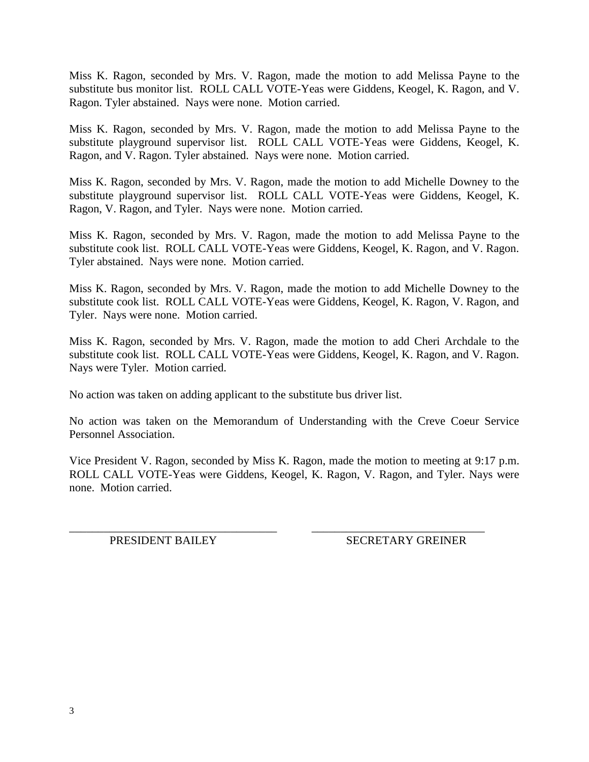Miss K. Ragon, seconded by Mrs. V. Ragon, made the motion to add Melissa Payne to the substitute bus monitor list. ROLL CALL VOTE-Yeas were Giddens, Keogel, K. Ragon, and V. Ragon. Tyler abstained. Nays were none. Motion carried.

Miss K. Ragon, seconded by Mrs. V. Ragon, made the motion to add Melissa Payne to the substitute playground supervisor list. ROLL CALL VOTE-Yeas were Giddens, Keogel, K. Ragon, and V. Ragon. Tyler abstained. Nays were none. Motion carried.

Miss K. Ragon, seconded by Mrs. V. Ragon, made the motion to add Michelle Downey to the substitute playground supervisor list. ROLL CALL VOTE-Yeas were Giddens, Keogel, K. Ragon, V. Ragon, and Tyler. Nays were none. Motion carried.

Miss K. Ragon, seconded by Mrs. V. Ragon, made the motion to add Melissa Payne to the substitute cook list. ROLL CALL VOTE-Yeas were Giddens, Keogel, K. Ragon, and V. Ragon. Tyler abstained. Nays were none. Motion carried.

Miss K. Ragon, seconded by Mrs. V. Ragon, made the motion to add Michelle Downey to the substitute cook list. ROLL CALL VOTE-Yeas were Giddens, Keogel, K. Ragon, V. Ragon, and Tyler. Nays were none. Motion carried.

Miss K. Ragon, seconded by Mrs. V. Ragon, made the motion to add Cheri Archdale to the substitute cook list. ROLL CALL VOTE-Yeas were Giddens, Keogel, K. Ragon, and V. Ragon. Nays were Tyler. Motion carried.

No action was taken on adding applicant to the substitute bus driver list.

No action was taken on the Memorandum of Understanding with the Creve Coeur Service Personnel Association.

Vice President V. Ragon, seconded by Miss K. Ragon, made the motion to meeting at 9:17 p.m. ROLL CALL VOTE-Yeas were Giddens, Keogel, K. Ragon, V. Ragon, and Tyler. Nays were none. Motion carried.

\_\_\_\_\_\_\_\_\_\_\_\_\_\_\_\_\_\_\_\_\_\_\_\_\_\_\_\_\_\_\_\_\_\_\_\_ \_\_\_\_\_\_\_\_\_\_\_\_\_\_\_\_\_\_\_\_\_\_\_\_\_\_\_\_\_\_\_

PRESIDENT BAILEY SECRETARY GREINER